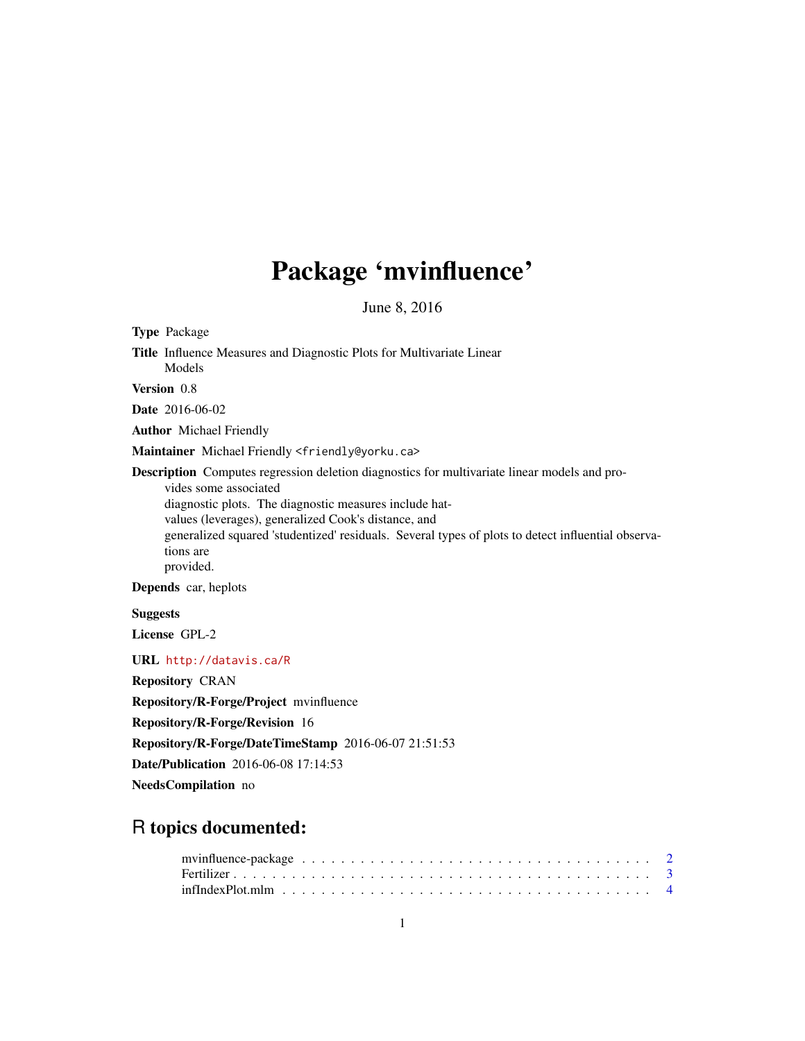# Package 'mvinfluence'

June 8, 2016

**Type** Package

**Title** Influence Measures and Diagnostic Plots for Multivariate Linear Models

**Version** 0.8

**Date** 2016-06-02

**Author** Michael Friendly

**Maintainer** Michael Friendly <friendly@yorku.ca>

**Description** Computes regression deletion diagnostics for multivariate linear models and provides some associated diagnostic plots. The diagnostic measures include hat-values (leverages), generalized Cook's distance, and generalized squared 'studentized' residuals. Several types of plots to detect influential observations are provided.

**Depends** car, heplots

**Suggests**

**License** GPL-2

**URL** http://datavis.ca/R

**Repository** CRAN

**Repository/R-Forge/Project** mvinfluence

**Repository/R-Forge/Revision** 16

**Repository/R-Forge/DateTimeStamp** 2016-06-07 21:51:53

**Date/Publication** 2016-06-08 17:14:53

**NeedsCompilation** no

## R topics documented:

mvinfluence-package . . . . . . . . . . . . . . . . . . . . . . . . . . . . . . . . . . . 2
Fertilizer . . . . . . . . . . . . . . . . . . . . . . . . . . . . . . . . . . . . . . . . . 3
infIndexPlot.mlm . . . . . . . . . . . . . . . . . . . . . . . . . . . . . . . . . . . . . 4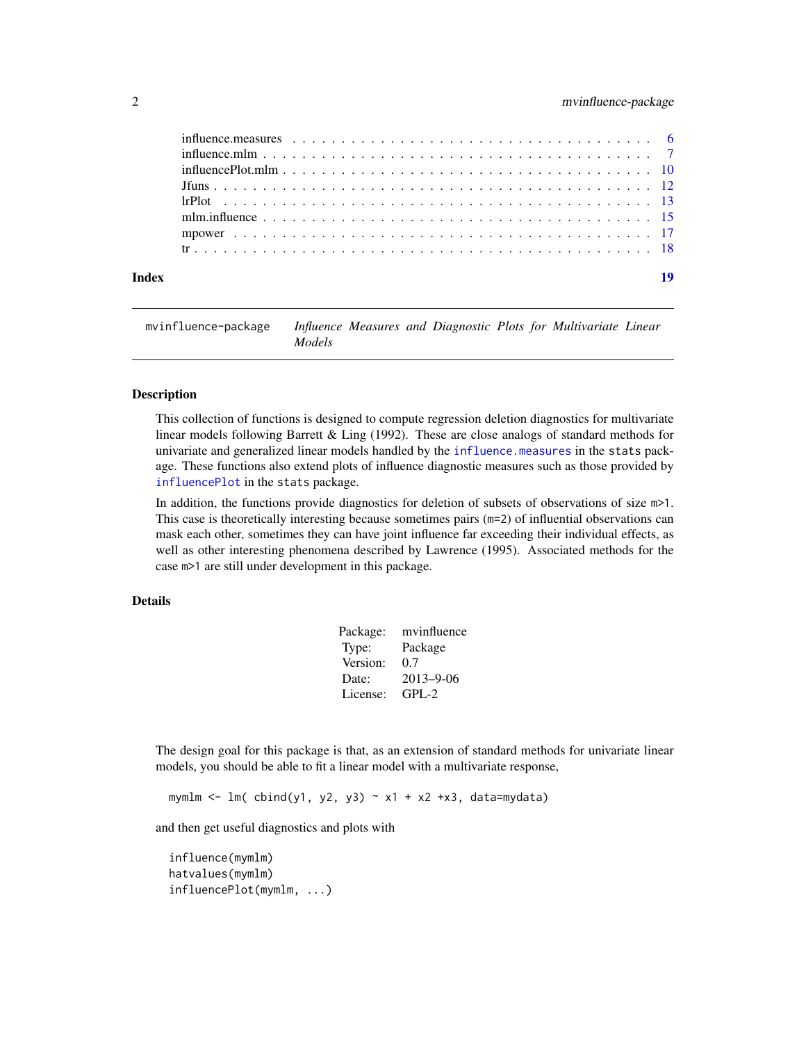influence.measures . . . . . . . . . . . . . . . . . . . . . . . . . . . . . . . . . . 6
influence.mlm . . . . . . . . . . . . . . . . . . . . . . . . . . . . . . . . . . . . . 7
influencePlot.mlm . . . . . . . . . . . . . . . . . . . . . . . . . . . . . . . . . . . 10
Jfuns . . . . . . . . . . . . . . . . . . . . . . . . . . . . . . . . . . . . . . . . . 12
lrPlot . . . . . . . . . . . . . . . . . . . . . . . . . . . . . . . . . . . . . . . . . 13
mlm.influence . . . . . . . . . . . . . . . . . . . . . . . . . . . . . . . . . . . . . 15
mpower . . . . . . . . . . . . . . . . . . . . . . . . . . . . . . . . . . . . . . . . 17
tr . . . . . . . . . . . . . . . . . . . . . . . . . . . . . . . . . . . . . . . . . . . 18

**Index** 19

---

`mvinfluence-package` *Influence Measures and Diagnostic Plots for Multivariate Linear Models*

---

## Description

This collection of functions is designed to compute regression deletion diagnostics for multivariate linear models following Barrett & Ling (1992). These are close analogs of standard methods for univariate and generalized linear models handled by the `influence.measures` in the `stats` package. These functions also extend plots of influence diagnostic measures such as those provided by `influencePlot` in the `stats` package.

In addition, the functions provide diagnostics for deletion of subsets of observations of size `m>1`. This case is theoretically interesting because sometimes pairs (`m=2`) of influential observations can mask each other, sometimes they can have joint influence far exceeding their individual effects, as well as other interesting phenomena described by Lawrence (1995). Associated methods for the case `m>1` are still under development in this package.

## Details

| | |
|---|---|
| Package: | mvinfluence |
| Type: | Package |
| Version: | 0.7 |
| Date: | 2013–9-06 |
| License: | GPL-2 |

The design goal for this package is that, as an extension of standard methods for univariate linear models, you should be able to fit a linear model with a multivariate response,

```
mymlm <- lm( cbind(y1, y2, y3) ~ x1 + x2 +x3, data=mydata)
```

and then get useful diagnostics and plots with

```
influence(mymlm)
hatvalues(mymlm)
influencePlot(mymlm, ...)
```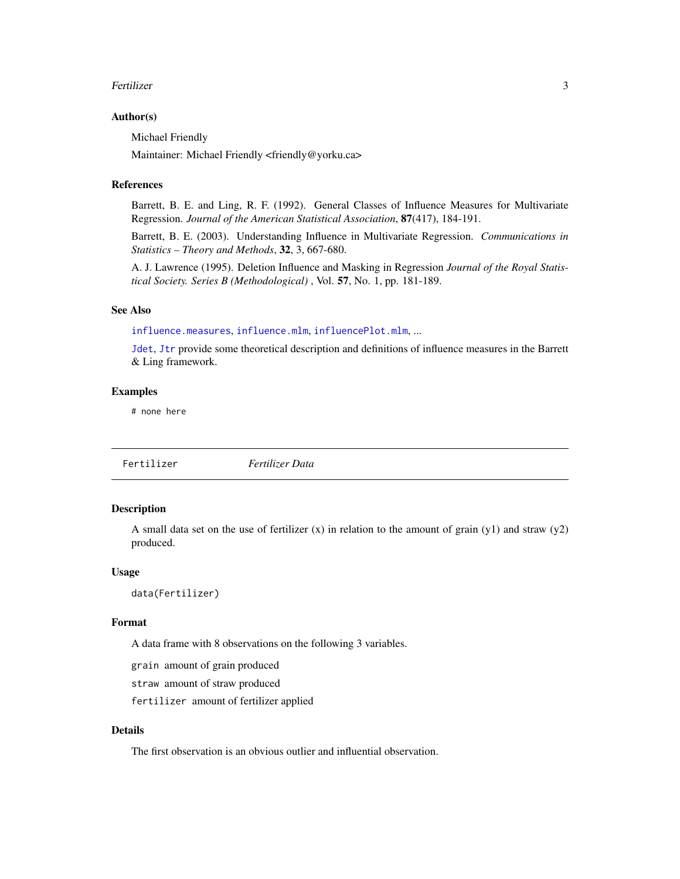### Author(s)

Michael Friendly

Maintainer: Michael Friendly <friendly@yorku.ca>

### References

Barrett, B. E. and Ling, R. F. (1992). General Classes of Influence Measures for Multivariate Regression. *Journal of the American Statistical Association*, **87**(417), 184-191.

Barrett, B. E. (2003). Understanding Influence in Multivariate Regression. *Communications in Statistics – Theory and Methods*, **32**, 3, 667-680.

A. J. Lawrence (1995). Deletion Influence and Masking in Regression *Journal of the Royal Statistical Society. Series B (Methodological)* , Vol. **57**, No. 1, pp. 181-189.

### See Also

`influence.measures`, `influence.mlm`, `influencePlot.mlm`, ...

`Jdet`, `Jtr` provide some theoretical description and definitions of influence measures in the Barrett & Ling framework.

### Examples

```
# none here
```

---

## Fertilizer *Fertilizer Data*

### Description

A small data set on the use of fertilizer (x) in relation to the amount of grain (y1) and straw (y2) produced.

### Usage

```
data(Fertilizer)
```

### Format

A data frame with 8 observations on the following 3 variables.

`grain` amount of grain produced

`straw` amount of straw produced

`fertilizer` amount of fertilizer applied

### Details

The first observation is an obvious outlier and influential observation.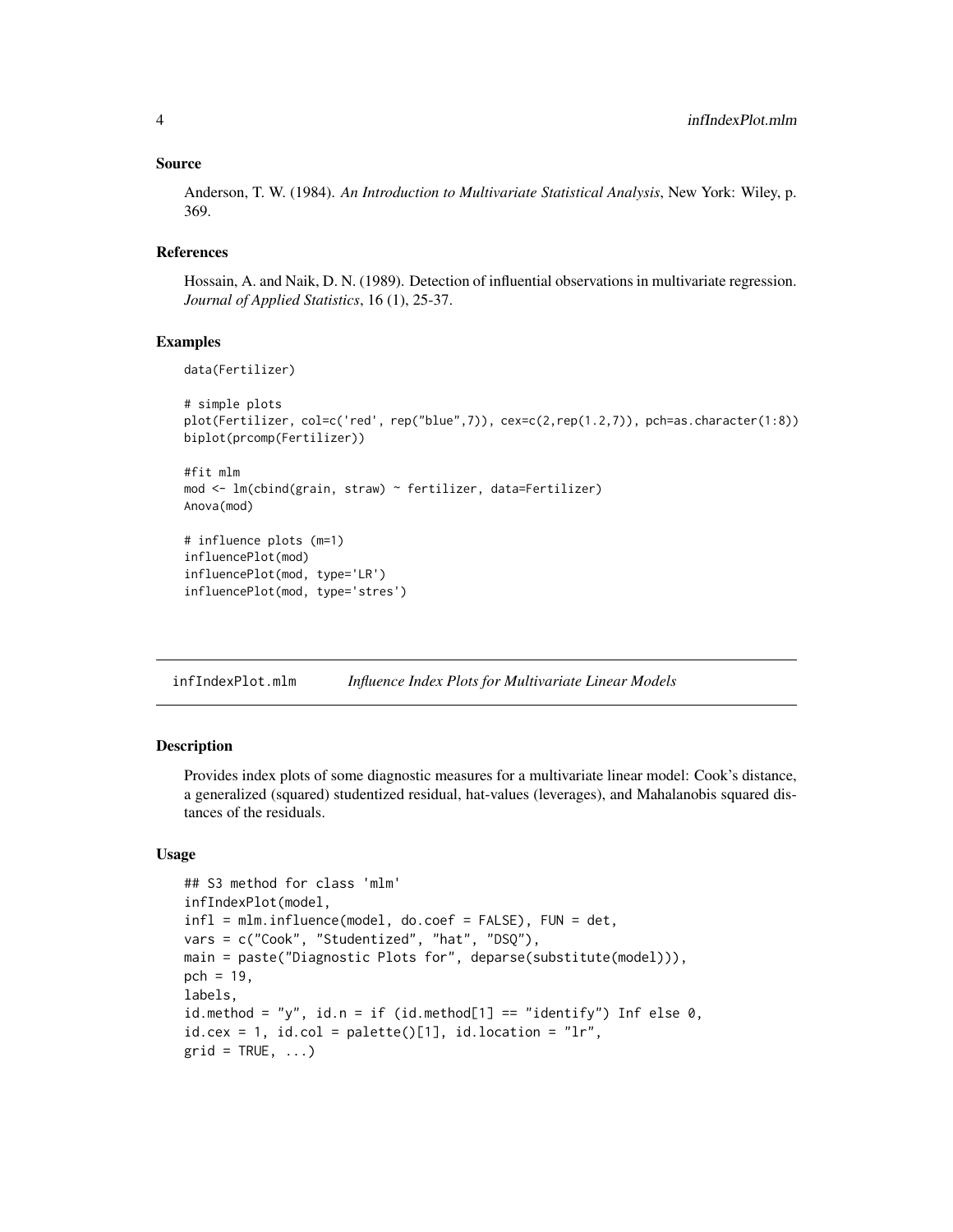### Source

Anderson, T. W. (1984). *An Introduction to Multivariate Statistical Analysis*, New York: Wiley, p. 369.

### References

Hossain, A. and Naik, D. N. (1989). Detection of influential observations in multivariate regression. *Journal of Applied Statistics*, 16 (1), 25-37.

### Examples

```
data(Fertilizer)

# simple plots
plot(Fertilizer, col=c('red', rep("blue",7)), cex=c(2,rep(1.2,7)), pch=as.character(1:8))
biplot(prcomp(Fertilizer))

#fit mlm
mod <- lm(cbind(grain, straw) ~ fertilizer, data=Fertilizer)
Anova(mod)

# influence plots (m=1)
influencePlot(mod)
influencePlot(mod, type='LR')
influencePlot(mod, type='stres')
```

---

## infIndexPlot.mlm *Influence Index Plots for Multivariate Linear Models*

---

### Description

Provides index plots of some diagnostic measures for a multivariate linear model: Cook's distance, a generalized (squared) studentized residual, hat-values (leverages), and Mahalanobis squared distances of the residuals.

### Usage

```
## S3 method for class 'mlm'
infIndexPlot(model,
infl = mlm.influence(model, do.coef = FALSE), FUN = det,
vars = c("Cook", "Studentized", "hat", "DSQ"),
main = paste("Diagnostic Plots for", deparse(substitute(model))),
pch = 19,
labels,
id.method = "y", id.n = if (id.method[1] == "identify") Inf else 0,
id.cex = 1, id.col = palette()[1], id.location = "lr",
grid = TRUE, ...)
```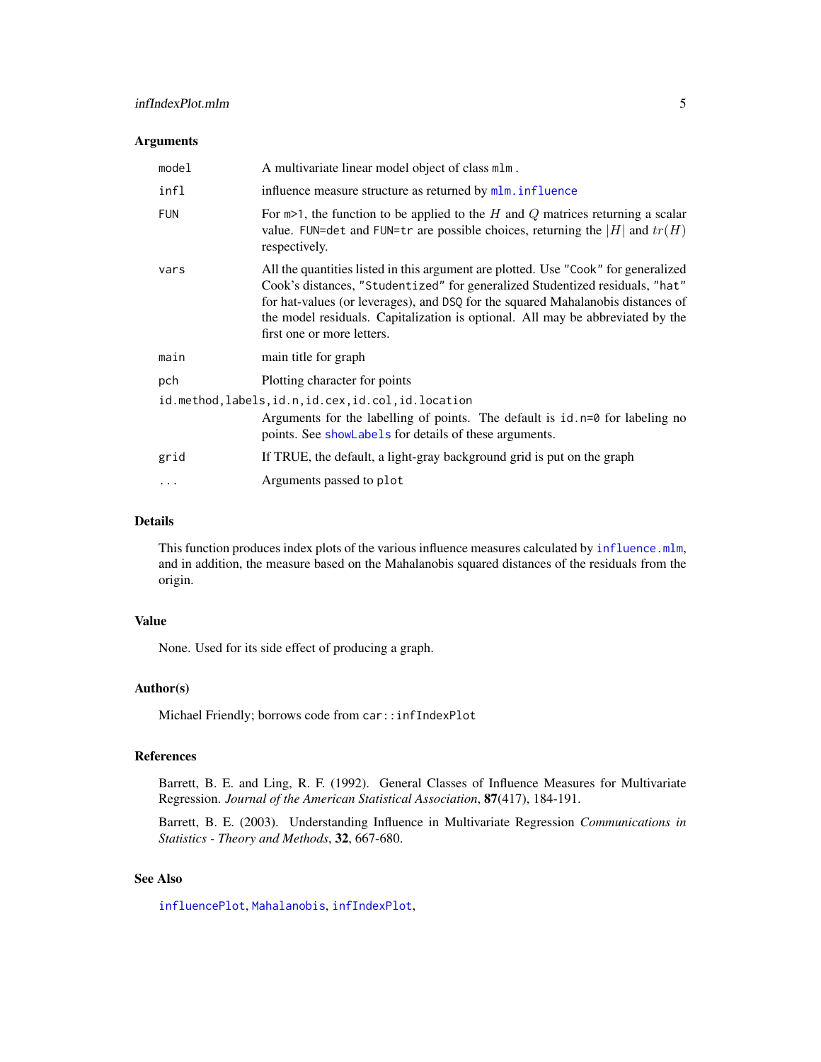### Arguments

| | |
|---|---|
| `model` | A multivariate linear model object of class `mlm`. |
| `infl` | influence measure structure as returned by `mlm.influence` |
| `FUN` | For `m>1`, the function to be applied to the $H$ and $Q$ matrices returning a scalar value. `FUN=det` and `FUN=tr` are possible choices, returning the $\|H\|$ and $tr(H)$ respectively. |
| `vars` | All the quantities listed in this argument are plotted. Use `"Cook"` for generalized Cook's distances, `"Studentized"` for generalized Studentized residuals, `"hat"` for hat-values (or leverages), and `DSQ` for the squared Mahalanobis distances of the model residuals. Capitalization is optional. All may be abbreviated by the first one or more letters. |
| `main` | main title for graph |
| `pch` | Plotting character for points |
| `id.method,labels,id.n,id.cex,id.col,id.location` | Arguments for the labelling of points. The default is `id.n=0` for labeling no points. See `showLabels` for details of these arguments. |
| `grid` | If TRUE, the default, a light-gray background grid is put on the graph |
| `...` | Arguments passed to `plot` |

### Details

This function produces index plots of the various influence measures calculated by `influence.mlm`, and in addition, the measure based on the Mahalanobis squared distances of the residuals from the origin.

### Value

None. Used for its side effect of producing a graph.

### Author(s)

Michael Friendly; borrows code from `car::infIndexPlot`

### References

Barrett, B. E. and Ling, R. F. (1992). General Classes of Influence Measures for Multivariate Regression. *Journal of the American Statistical Association*, **87**(417), 184-191.

Barrett, B. E. (2003). Understanding Influence in Multivariate Regression *Communications in Statistics - Theory and Methods*, **32**, 667-680.

### See Also

`influencePlot`, `Mahalanobis`, `infIndexPlot`,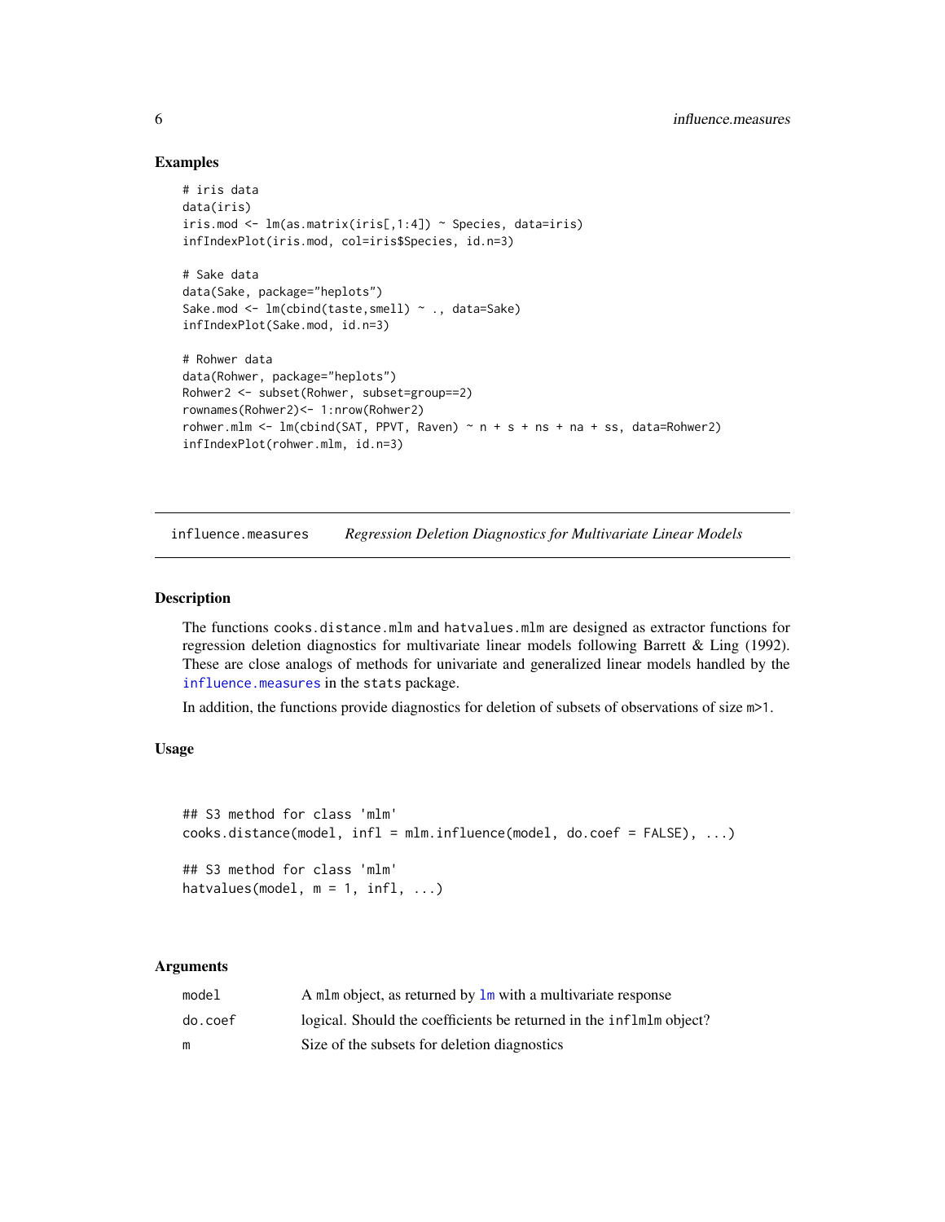## Examples

```
# iris data
data(iris)
iris.mod <- lm(as.matrix(iris[,1:4]) ~ Species, data=iris)
infIndexPlot(iris.mod, col=iris$Species, id.n=3)

# Sake data
data(Sake, package="heplots")
Sake.mod <- lm(cbind(taste,smell) ~ ., data=Sake)
infIndexPlot(Sake.mod, id.n=3)

# Rohwer data
data(Rohwer, package="heplots")
Rohwer2 <- subset(Rohwer, subset=group==2)
rownames(Rohwer2)<- 1:nrow(Rohwer2)
rohwer.mlm <- lm(cbind(SAT, PPVT, Raven) ~ n + s + ns + na + ss, data=Rohwer2)
infIndexPlot(rohwer.mlm, id.n=3)
```

---

# influence.measures *Regression Deletion Diagnostics for Multivariate Linear Models*

---

## Description

The functions `cooks.distance.mlm` and `hatvalues.mlm` are designed as extractor functions for regression deletion diagnostics for multivariate linear models following Barrett & Ling (1992). These are close analogs of methods for univariate and generalized linear models handled by the `influence.measures` in the `stats` package.

In addition, the functions provide diagnostics for deletion of subsets of observations of size `m>1`.

## Usage

```
## S3 method for class 'mlm'
cooks.distance(model, infl = mlm.influence(model, do.coef = FALSE), ...)

## S3 method for class 'mlm'
hatvalues(model, m = 1, infl, ...)
```

## Arguments

| | |
|---|---|
| `model` | A `mlm` object, as returned by `lm` with a multivariate response |
| `do.coef` | logical. Should the coefficients be returned in the `inflmlm` object? |
| `m` | Size of the subsets for deletion diagnostics |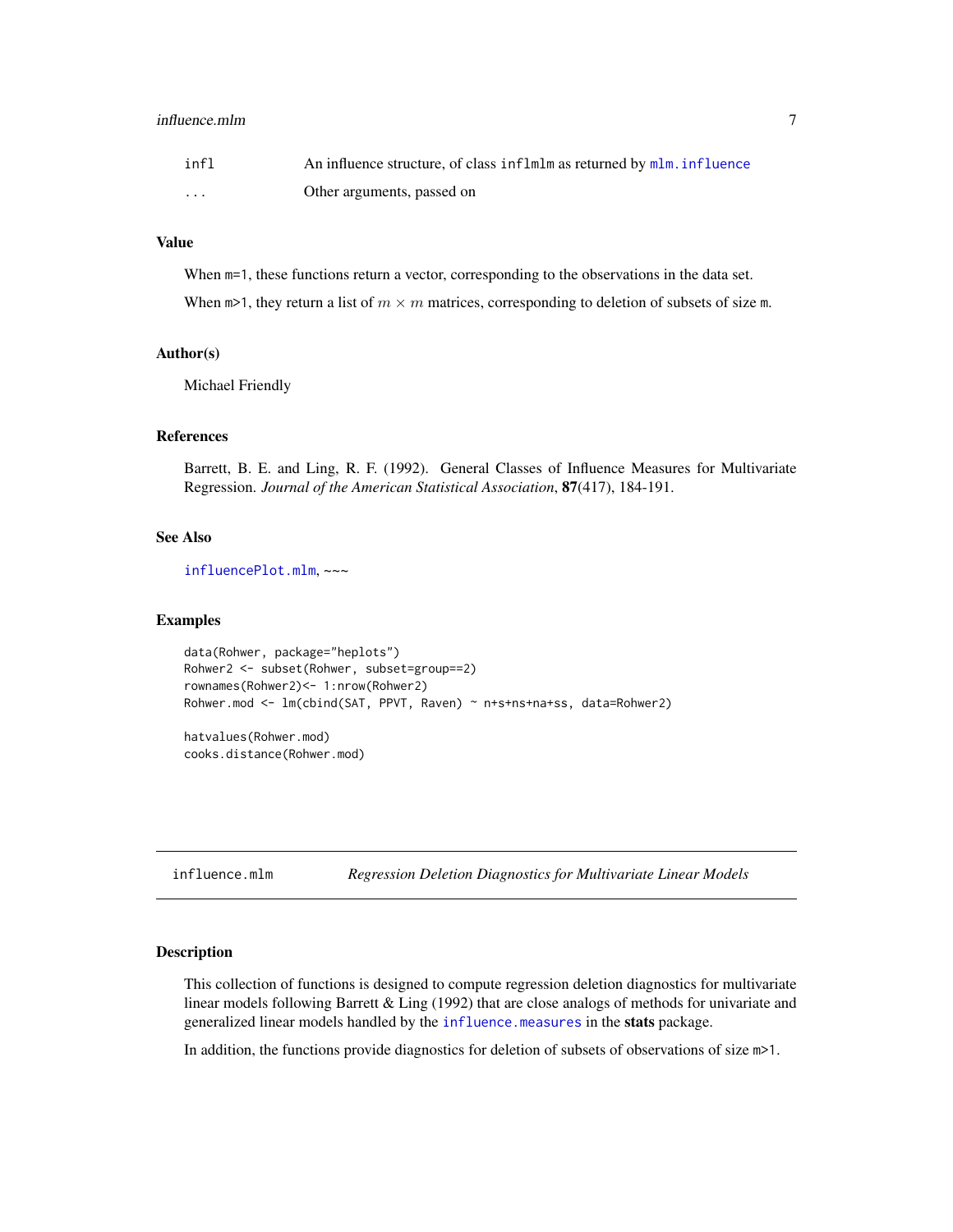| | |
|---|---|
| `infl` | An influence structure, of class `inflmlm` as returned by `mlm.influence` |
| `...` | Other arguments, passed on |

### Value

When `m=1`, these functions return a vector, corresponding to the observations in the data set.

When `m>1`, they return a list of $m \times m$ matrices, corresponding to deletion of subsets of size `m`.

### Author(s)

Michael Friendly

### References

Barrett, B. E. and Ling, R. F. (1992). General Classes of Influence Measures for Multivariate Regression. *Journal of the American Statistical Association*, **87**(417), 184-191.

### See Also

`influencePlot.mlm`, ~~~

### Examples

```
data(Rohwer, package="heplots")
Rohwer2 <- subset(Rohwer, subset=group==2)
rownames(Rohwer2)<- 1:nrow(Rohwer2)
Rohwer.mod <- lm(cbind(SAT, PPVT, Raven) ~ n+s+ns+na+ss, data=Rohwer2)

hatvalues(Rohwer.mod)
cooks.distance(Rohwer.mod)
```

---

## influence.mlm — *Regression Deletion Diagnostics for Multivariate Linear Models*

---

### Description

This collection of functions is designed to compute regression deletion diagnostics for multivariate linear models following Barrett & Ling (1992) that are close analogs of methods for univariate and generalized linear models handled by the `influence.measures` in the **stats** package.

In addition, the functions provide diagnostics for deletion of subsets of observations of size `m>1`.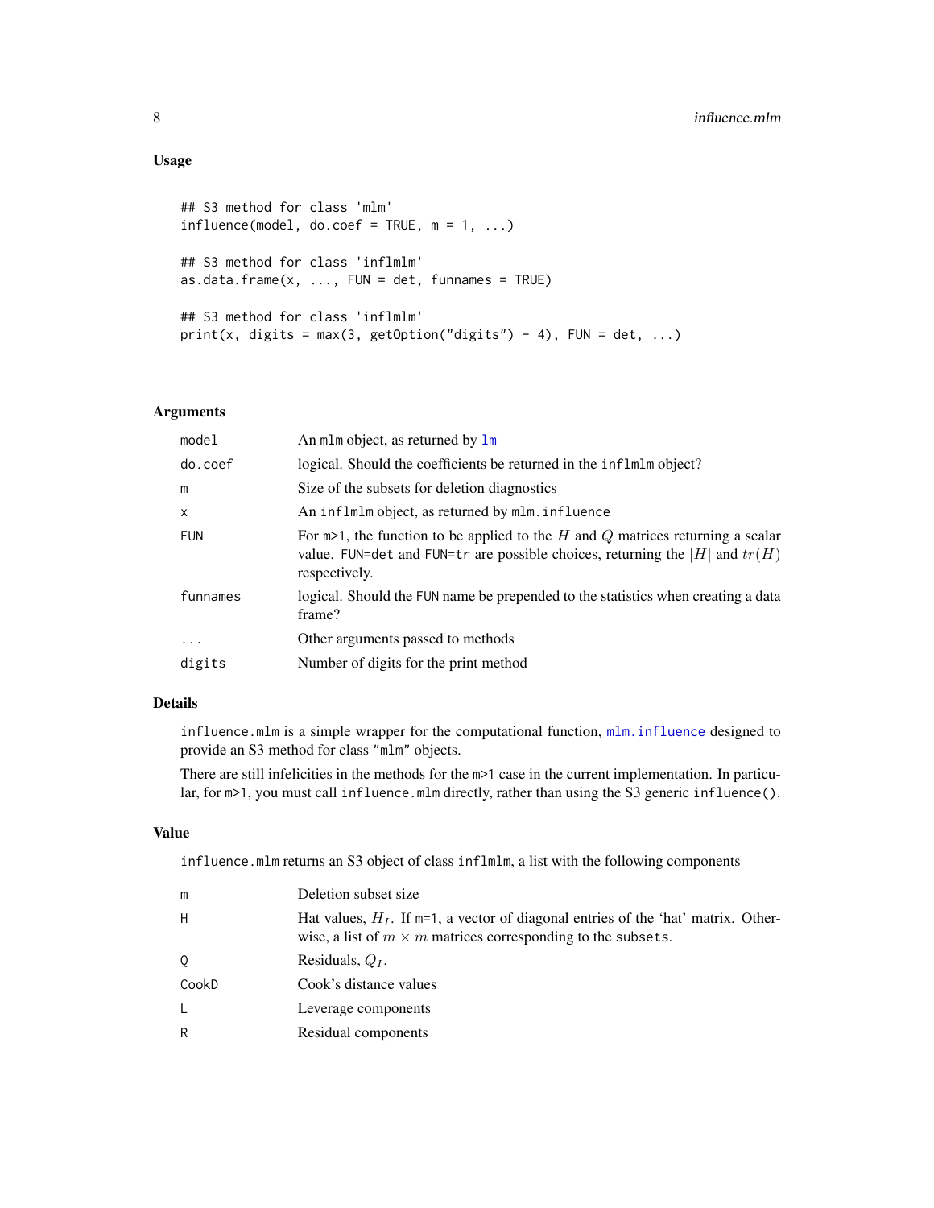## Usage

```
## S3 method for class 'mlm'
influence(model, do.coef = TRUE, m = 1, ...)

## S3 method for class 'inflmlm'
as.data.frame(x, ..., FUN = det, funnames = TRUE)

## S3 method for class 'inflmlm'
print(x, digits = max(3, getOption("digits") - 4), FUN = det, ...)
```

## Arguments

| | |
|---|---|
| `model` | An `mlm` object, as returned by `lm` |
| `do.coef` | logical. Should the coefficients be returned in the `inflmlm` object? |
| `m` | Size of the subsets for deletion diagnostics |
| `x` | An `inflmlm` object, as returned by `mlm.influence` |
| `FUN` | For `m>1`, the function to be applied to the $H$ and $Q$ matrices returning a scalar value. `FUN=det` and `FUN=tr` are possible choices, returning the $\|H\|$ and $tr(H)$ respectively. |
| `funnames` | logical. Should the `FUN` name be prepended to the statistics when creating a data frame? |
| `...` | Other arguments passed to methods |
| `digits` | Number of digits for the print method |

## Details

`influence.mlm` is a simple wrapper for the computational function, `mlm.influence` designed to provide an S3 method for class `"mlm"` objects.

There are still infelicities in the methods for the `m>1` case in the current implementation. In particular, for `m>1`, you must call `influence.mlm` directly, rather than using the S3 generic `influence()`.

## Value

`influence.mlm` returns an S3 object of class `inflmlm`, a list with the following components

| | |
|---|---|
| `m` | Deletion subset size |
| `H` | Hat values, $H_I$. If `m=1`, a vector of diagonal entries of the 'hat' matrix. Otherwise, a list of $m \times m$ matrices corresponding to the `subsets`. |
| `Q` | Residuals, $Q_I$. |
| `CookD` | Cook's distance values |
| `L` | Leverage components |
| `R` | Residual components |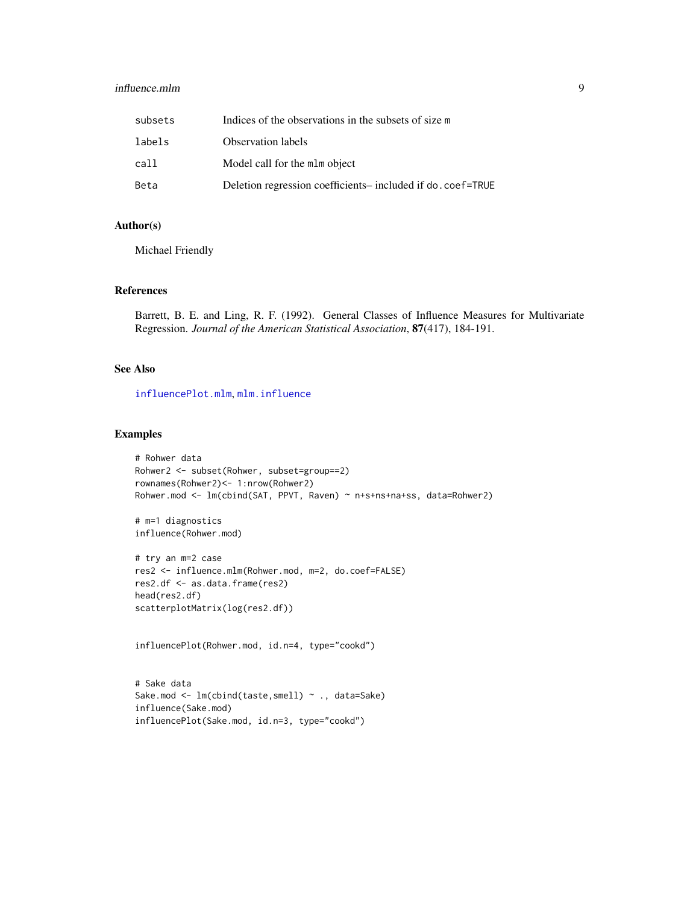| | |
|---|---|
| subsets | Indices of the observations in the subsets of size m |
| labels | Observation labels |
| call | Model call for the mlm object |
| Beta | Deletion regression coefficients– included if do.coef=TRUE |

## Author(s)

Michael Friendly

## References

Barrett, B. E. and Ling, R. F. (1992). General Classes of Influence Measures for Multivariate Regression. *Journal of the American Statistical Association*, **87**(417), 184-191.

## See Also

influencePlot.mlm, mlm.influence

## Examples

```
# Rohwer data
Rohwer2 <- subset(Rohwer, subset=group==2)
rownames(Rohwer2)<- 1:nrow(Rohwer2)
Rohwer.mod <- lm(cbind(SAT, PPVT, Raven) ~ n+s+ns+na+ss, data=Rohwer2)

# m=1 diagnostics
influence(Rohwer.mod)

# try an m=2 case
res2 <- influence.mlm(Rohwer.mod, m=2, do.coef=FALSE)
res2.df <- as.data.frame(res2)
head(res2.df)
scatterplotMatrix(log(res2.df))


influencePlot(Rohwer.mod, id.n=4, type="cookd")


# Sake data
Sake.mod <- lm(cbind(taste,smell) ~ ., data=Sake)
influence(Sake.mod)
influencePlot(Sake.mod, id.n=3, type="cookd")
```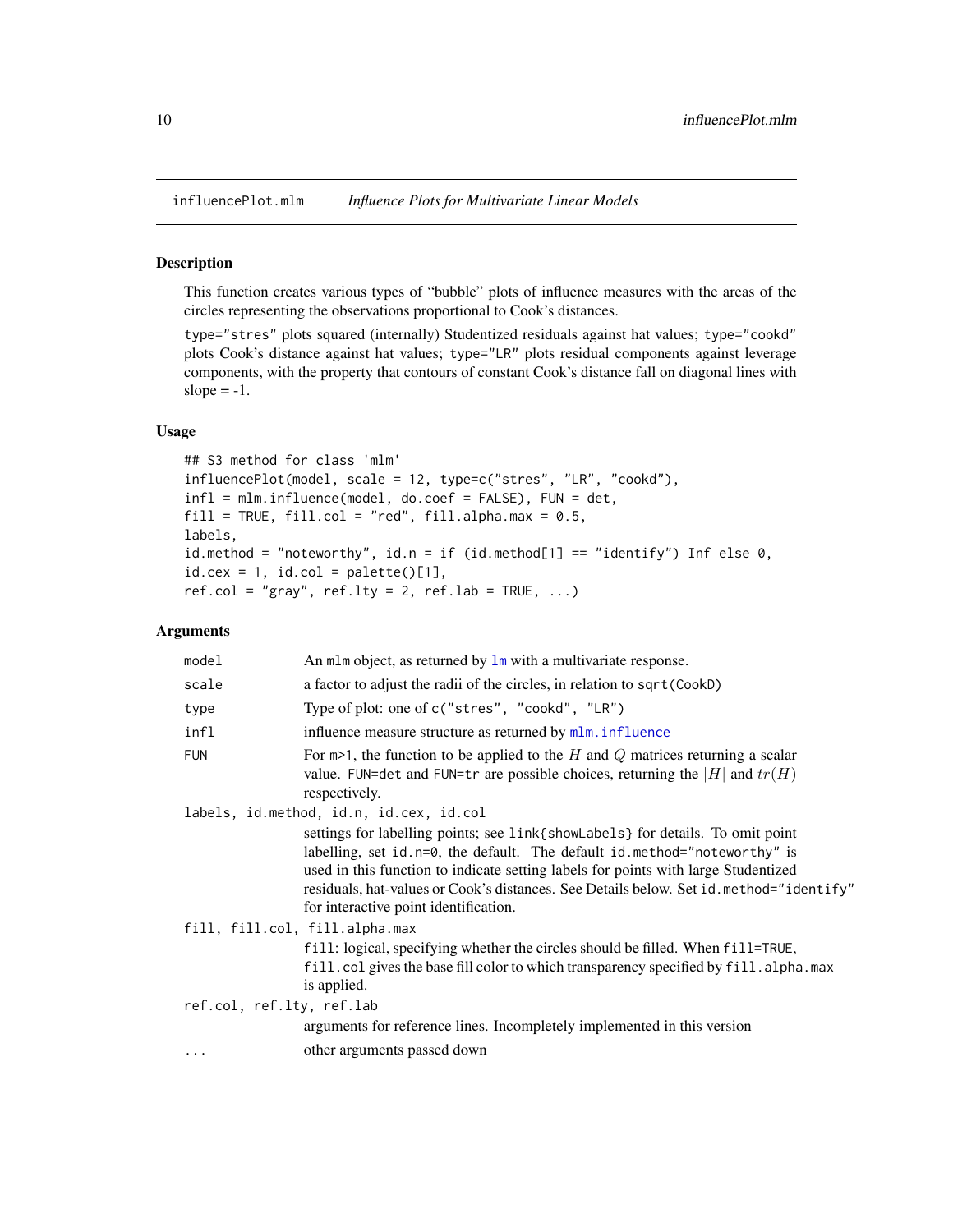## influencePlot.mlm *Influence Plots for Multivariate Linear Models*

### Description

This function creates various types of "bubble" plots of influence measures with the areas of the circles representing the observations proportional to Cook's distances.

`type="stres"` plots squared (internally) Studentized residuals against hat values; `type="cookd"` plots Cook's distance against hat values; `type="LR"` plots residual components against leverage components, with the property that contours of constant Cook's distance fall on diagonal lines with slope = -1.

### Usage

```
## S3 method for class 'mlm'
influencePlot(model, scale = 12, type=c("stres", "LR", "cookd"),
infl = mlm.influence(model, do.coef = FALSE), FUN = det,
fill = TRUE, fill.col = "red", fill.alpha.max = 0.5,
labels,
id.method = "noteworthy", id.n = if (id.method[1] == "identify") Inf else 0,
id.cex = 1, id.col = palette()[1],
ref.col = "gray", ref.lty = 2, ref.lab = TRUE, ...)
```

### Arguments

`model`
: An `mlm` object, as returned by `lm` with a multivariate response.

`scale`
: a factor to adjust the radii of the circles, in relation to `sqrt(CookD)`

`type`
: Type of plot: one of `c("stres", "cookd", "LR")`

`infl`
: influence measure structure as returned by `mlm.influence`

`FUN`
: For `m>1`, the function to be applied to the $H$ and $Q$ matrices returning a scalar value. `FUN=det` and `FUN=tr` are possible choices, returning the $|H|$ and $tr(H)$ respectively.

`labels, id.method, id.n, id.cex, id.col`
: settings for labelling points; see `link{showLabels}` for details. To omit point labelling, set `id.n=0`, the default. The default `id.method="noteworthy"` is used in this function to indicate setting labels for points with large Studentized residuals, hat-values or Cook's distances. See Details below. Set `id.method="identify"` for interactive point identification.

`fill, fill.col, fill.alpha.max`
: `fill`: logical, specifying whether the circles should be filled. When `fill=TRUE`, `fill.col` gives the base fill color to which transparency specified by `fill.alpha.max` is applied.

`ref.col, ref.lty, ref.lab`
: arguments for reference lines. Incompletely implemented in this version

`...`
: other arguments passed down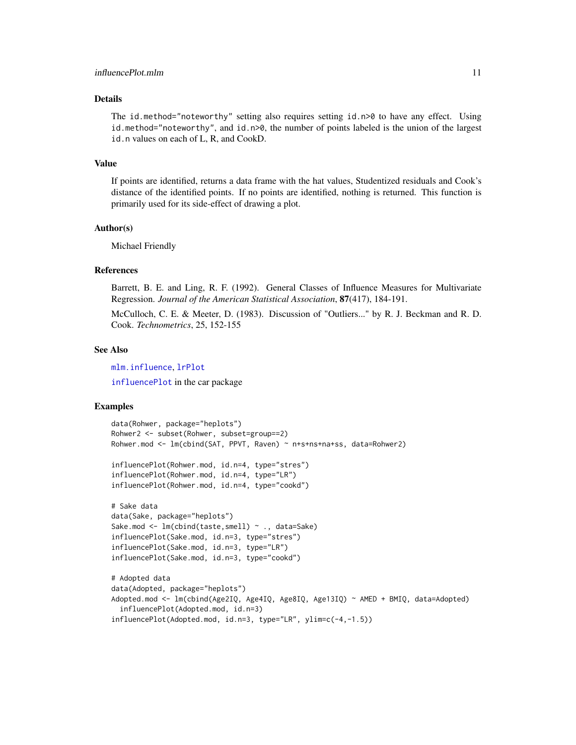## Details

The `id.method="noteworthy"` setting also requires setting `id.n>0` to have any effect. Using `id.method="noteworthy"`, and `id.n>0`, the number of points labeled is the union of the largest `id.n` values on each of L, R, and CookD.

## Value

If points are identified, returns a data frame with the hat values, Studentized residuals and Cook's distance of the identified points. If no points are identified, nothing is returned. This function is primarily used for its side-effect of drawing a plot.

## Author(s)

Michael Friendly

## References

Barrett, B. E. and Ling, R. F. (1992). General Classes of Influence Measures for Multivariate Regression. *Journal of the American Statistical Association*, **87**(417), 184-191.

McCulloch, C. E. & Meeter, D. (1983). Discussion of "Outliers..." by R. J. Beckman and R. D. Cook. *Technometrics*, 25, 152-155

## See Also

`mlm.influence`, `lrPlot`

`influencePlot` in the car package

## Examples

```
data(Rohwer, package="heplots")
Rohwer2 <- subset(Rohwer, subset=group==2)
Rohwer.mod <- lm(cbind(SAT, PPVT, Raven) ~ n+s+ns+na+ss, data=Rohwer2)

influencePlot(Rohwer.mod, id.n=4, type="stres")
influencePlot(Rohwer.mod, id.n=4, type="LR")
influencePlot(Rohwer.mod, id.n=4, type="cookd")

# Sake data
data(Sake, package="heplots")
Sake.mod <- lm(cbind(taste,smell) ~ ., data=Sake)
influencePlot(Sake.mod, id.n=3, type="stres")
influencePlot(Sake.mod, id.n=3, type="LR")
influencePlot(Sake.mod, id.n=3, type="cookd")

# Adopted data
data(Adopted, package="heplots")
Adopted.mod <- lm(cbind(Age2IQ, Age4IQ, Age8IQ, Age13IQ) ~ AMED + BMIQ, data=Adopted)
  influencePlot(Adopted.mod, id.n=3)
influencePlot(Adopted.mod, id.n=3, type="LR", ylim=c(-4,-1.5))
```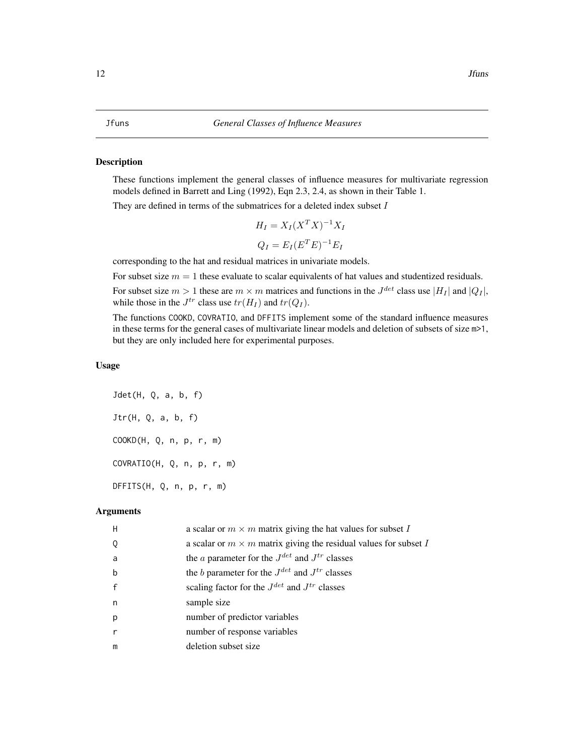Jfuns — *General Classes of Influence Measures*

## Description

These functions implement the general classes of influence measures for multivariate regression models defined in Barrett and Ling (1992), Eqn 2.3, 2.4, as shown in their Table 1.

They are defined in terms of the submatrices for a deleted index subset $I$

$$H_I = X_I(X^T X)^{-1} X_I$$

$$Q_I = E_I(E^T E)^{-1} E_I$$

corresponding to the hat and residual matrices in univariate models.

For subset size $m = 1$ these evaluate to scalar equivalents of hat values and studentized residuals.

For subset size $m > 1$ these are $m \times m$ matrices and functions in the $J^{det}$ class use $|H_I|$ and $|Q_I|$, while those in the $J^{tr}$ class use $tr(H_I)$ and $tr(Q_I)$.

The functions COOKD, COVRATIO, and DFFITS implement some of the standard influence measures in these terms for the general cases of multivariate linear models and deletion of subsets of size m>1, but they are only included here for experimental purposes.

## Usage

```
Jdet(H, Q, a, b, f)

Jtr(H, Q, a, b, f)

COOKD(H, Q, n, p, r, m)

COVRATIO(H, Q, n, p, r, m)

DFFITS(H, Q, n, p, r, m)
```

## Arguments

| | |
|---|---|
| H | a scalar or $m \times m$ matrix giving the hat values for subset $I$ |
| Q | a scalar or $m \times m$ matrix giving the residual values for subset $I$ |
| a | the $a$ parameter for the $J^{det}$ and $J^{tr}$ classes |
| b | the $b$ parameter for the $J^{det}$ and $J^{tr}$ classes |
| f | scaling factor for the $J^{det}$ and $J^{tr}$ classes |
| n | sample size |
| p | number of predictor variables |
| r | number of response variables |
| m | deletion subset size |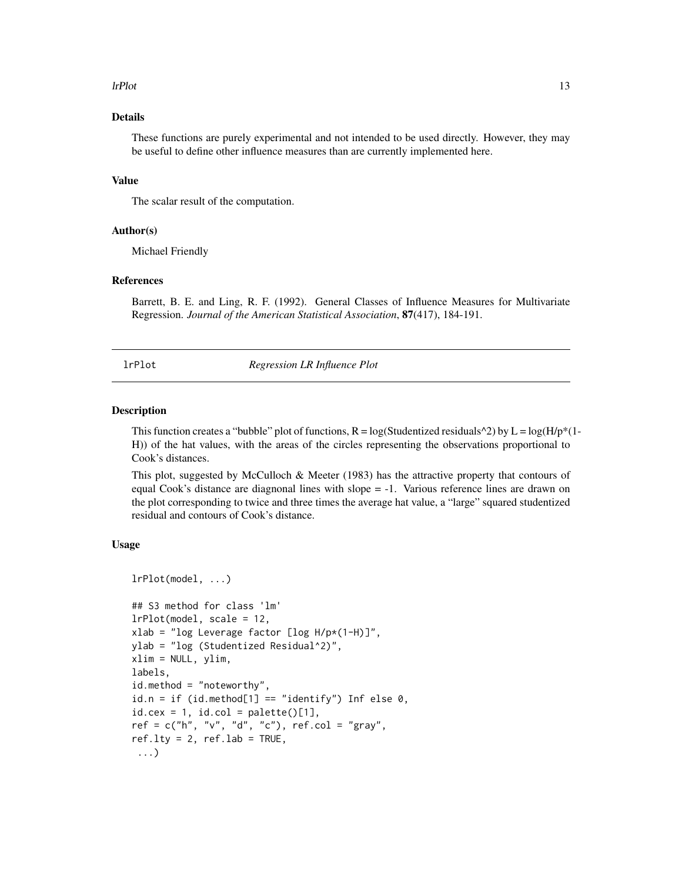### Details

These functions are purely experimental and not intended to be used directly. However, they may be useful to define other influence measures than are currently implemented here.

### Value

The scalar result of the computation.

### Author(s)

Michael Friendly

### References

Barrett, B. E. and Ling, R. F. (1992). General Classes of Influence Measures for Multivariate Regression. *Journal of the American Statistical Association*, **87**(417), 184-191.

---

## lrPlot — *Regression LR Influence Plot*

---

### Description

This function creates a "bubble" plot of functions, R = log(Studentized residuals^2) by L = log(H/p*(1-H)) of the hat values, with the areas of the circles representing the observations proportional to Cook's distances.

This plot, suggested by McCulloch & Meeter (1983) has the attractive property that contours of equal Cook's distance are diagnonal lines with slope = -1. Various reference lines are drawn on the plot corresponding to twice and three times the average hat value, a "large" squared studentized residual and contours of Cook's distance.

### Usage

```
lrPlot(model, ...)

## S3 method for class 'lm'
lrPlot(model, scale = 12,
xlab = "log Leverage factor [log H/p*(1-H)]",
ylab = "log (Studentized Residual^2)",
xlim = NULL, ylim,
labels,
id.method = "noteworthy",
id.n = if (id.method[1] == "identify") Inf else 0,
id.cex = 1, id.col = palette()[1],
ref = c("h", "v", "d", "c"), ref.col = "gray",
ref.lty = 2, ref.lab = TRUE,
 ...)
```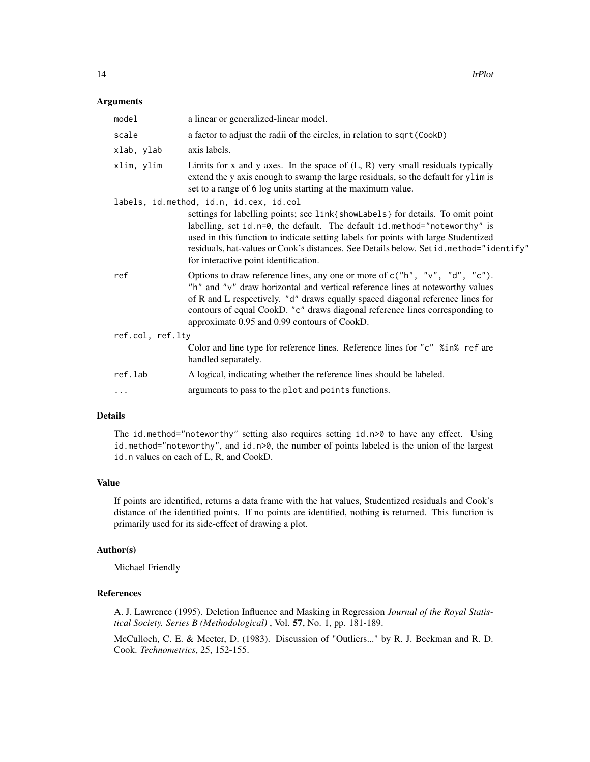## Arguments

| | |
|---|---|
| `model` | a linear or generalized-linear model. |
| `scale` | a factor to adjust the radii of the circles, in relation to `sqrt(CookD)` |
| `xlab, ylab` | axis labels. |
| `xlim, ylim` | Limits for x and y axes. In the space of (L, R) very small residuals typically extend the y axis enough to swamp the large residuals, so the default for `ylim` is set to a range of 6 log units starting at the maximum value. |
| `labels, id.method, id.n, id.cex, id.col` | settings for labelling points; see `link{showLabels}` for details. To omit point labelling, set `id.n=0`, the default. The default `id.method="noteworthy"` is used in this function to indicate setting labels for points with large Studentized residuals, hat-values or Cook's distances. See Details below. Set `id.method="identify"` for interactive point identification. |
| `ref` | Options to draw reference lines, any one or more of `c("h", "v", "d", "c")`. `"h"` and `"v"` draw horizontal and vertical reference lines at noteworthy values of R and L respectively. `"d"` draws equally spaced diagonal reference lines for contours of equal CookD. `"c"` draws diagonal reference lines corresponding to approximate 0.95 and 0.99 contours of CookD. |
| `ref.col, ref.lty` | Color and line type for reference lines. Reference lines for `"c" %in% ref` are handled separately. |
| `ref.lab` | A logical, indicating whether the reference lines should be labeled. |
| `...` | arguments to pass to the `plot` and `points` functions. |

## Details

The `id.method="noteworthy"` setting also requires setting `id.n>0` to have any effect. Using `id.method="noteworthy"`, and `id.n>0`, the number of points labeled is the union of the largest `id.n` values on each of L, R, and CookD.

## Value

If points are identified, returns a data frame with the hat values, Studentized residuals and Cook's distance of the identified points. If no points are identified, nothing is returned. This function is primarily used for its side-effect of drawing a plot.

## Author(s)

Michael Friendly

## References

A. J. Lawrence (1995). Deletion Influence and Masking in Regression *Journal of the Royal Statistical Society. Series B (Methodological)* , Vol. **57**, No. 1, pp. 181-189.

McCulloch, C. E. & Meeter, D. (1983). Discussion of "Outliers..." by R. J. Beckman and R. D. Cook. *Technometrics*, 25, 152-155.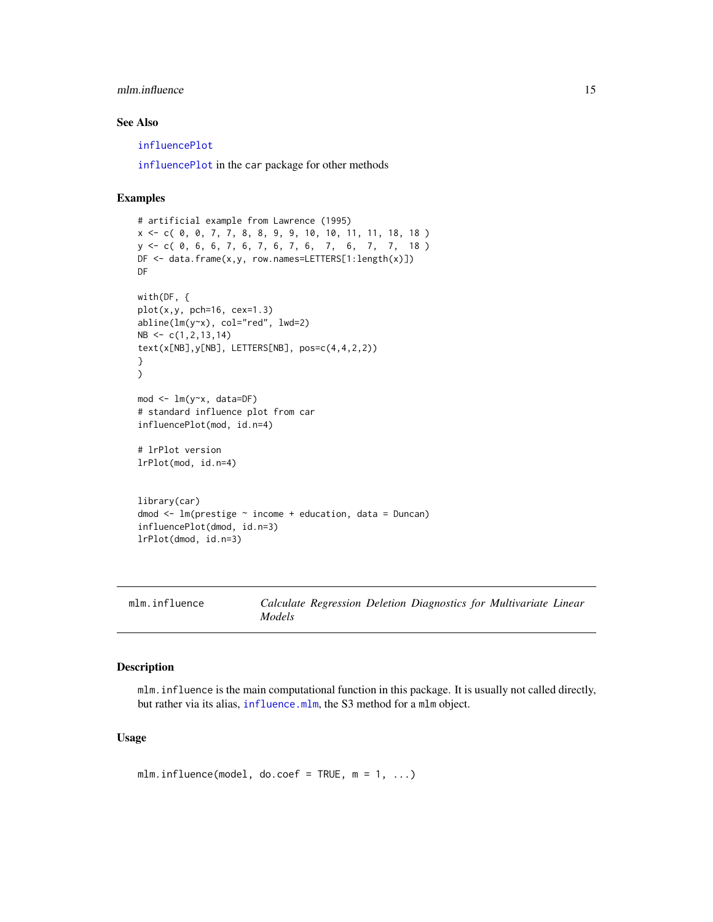### See Also

influencePlot

influencePlot in the car package for other methods

### Examples

```
# artificial example from Lawrence (1995)
x <- c( 0, 0, 7, 7, 8, 8, 9, 9, 10, 10, 11, 11, 18, 18 )
y <- c( 0, 6, 6, 7, 6, 7, 6, 7, 6,  7,  6,  7,  7,  18 )
DF <- data.frame(x,y, row.names=LETTERS[1:length(x)])
DF

with(DF, {
plot(x,y, pch=16, cex=1.3)
abline(lm(y~x), col="red", lwd=2)
NB <- c(1,2,13,14)
text(x[NB],y[NB], LETTERS[NB], pos=c(4,4,2,2))
}
)

mod <- lm(y~x, data=DF)
# standard influence plot from car
influencePlot(mod, id.n=4)

# lrPlot version
lrPlot(mod, id.n=4)


library(car)
dmod <- lm(prestige ~ income + education, data = Duncan)
influencePlot(dmod, id.n=3)
lrPlot(dmod, id.n=3)
```

---

## mlm.influence — *Calculate Regression Deletion Diagnostics for Multivariate Linear Models*

### Description

mlm.influence is the main computational function in this package. It is usually not called directly, but rather via its alias, influence.mlm, the S3 method for a mlm object.

### Usage

```
mlm.influence(model, do.coef = TRUE, m = 1, ...)
```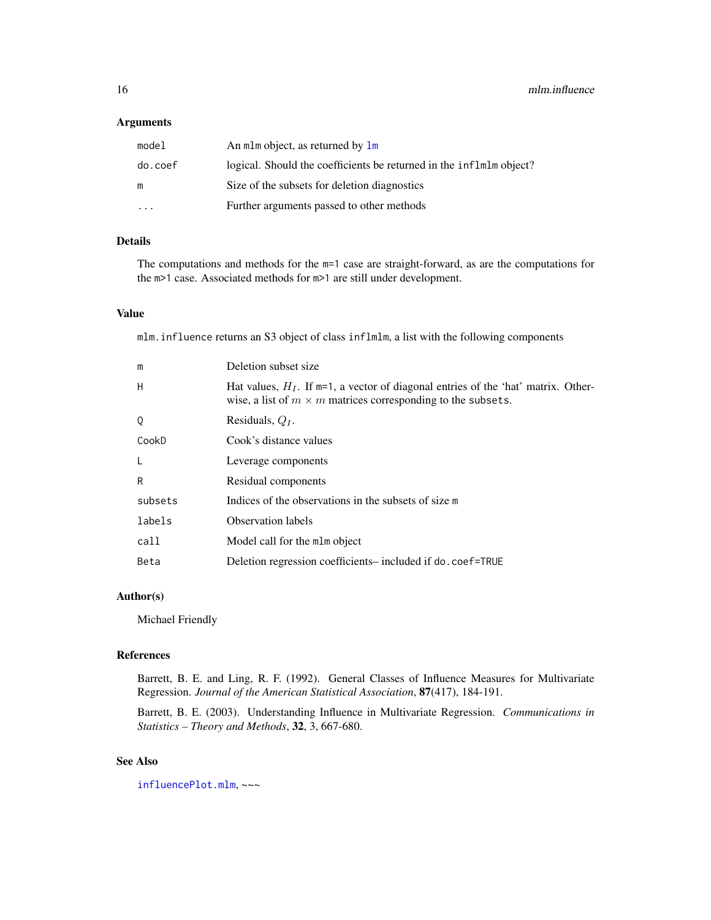### Arguments

| | |
|---|---|
| model | An mlm object, as returned by lm |
| do.coef | logical. Should the coefficients be returned in the inflmlm object? |
| m | Size of the subsets for deletion diagnostics |
| ... | Further arguments passed to other methods |

### Details

The computations and methods for the m=1 case are straight-forward, as are the computations for the m>1 case. Associated methods for m>1 are still under development.

### Value

mlm.influence returns an S3 object of class inflmlm, a list with the following components

| | |
|---|---|
| m | Deletion subset size |
| H | Hat values, $H_I$. If m=1, a vector of diagonal entries of the 'hat' matrix. Otherwise, a list of $m \times m$ matrices corresponding to the subsets. |
| Q | Residuals, $Q_I$. |
| CookD | Cook's distance values |
| L | Leverage components |
| R | Residual components |
| subsets | Indices of the observations in the subsets of size m |
| labels | Observation labels |
| call | Model call for the mlm object |
| Beta | Deletion regression coefficients– included if do.coef=TRUE |

### Author(s)

Michael Friendly

### References

Barrett, B. E. and Ling, R. F. (1992). General Classes of Influence Measures for Multivariate Regression. *Journal of the American Statistical Association*, **87**(417), 184-191.

Barrett, B. E. (2003). Understanding Influence in Multivariate Regression. *Communications in Statistics – Theory and Methods*, **32**, 3, 667-680.

### See Also

influencePlot.mlm, ~~~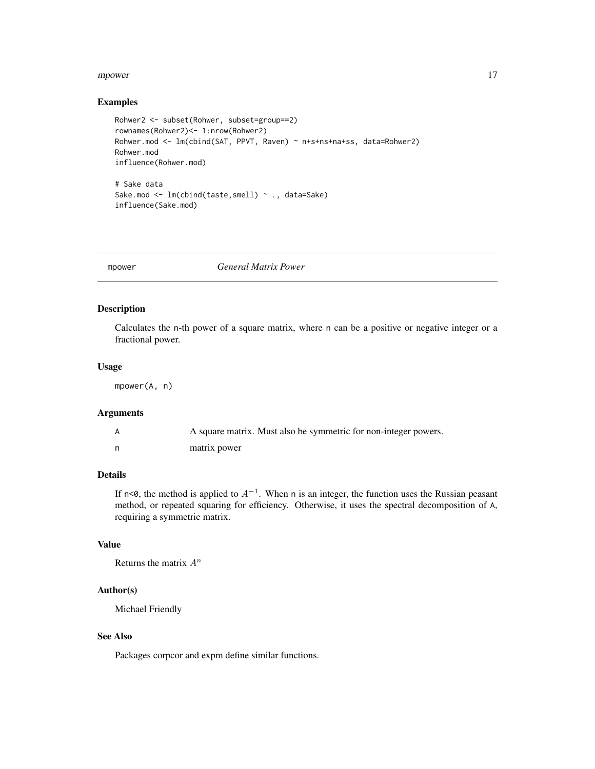## Examples

```
Rohwer2 <- subset(Rohwer, subset=group==2)
rownames(Rohwer2)<- 1:nrow(Rohwer2)
Rohwer.mod <- lm(cbind(SAT, PPVT, Raven) ~ n+s+ns+na+ss, data=Rohwer2)
Rohwer.mod
influence(Rohwer.mod)

# Sake data
Sake.mod <- lm(cbind(taste,smell) ~ ., data=Sake)
influence(Sake.mod)
```

---

# mpower *General Matrix Power*

---

## Description

Calculates the n-th power of a square matrix, where n can be a positive or negative integer or a fractional power.

## Usage

```
mpower(A, n)
```

## Arguments

| | |
|---|---|
| A | A square matrix. Must also be symmetric for non-integer powers. |
| n | matrix power |

## Details

If n<0, the method is applied to $A^{-1}$. When n is an integer, the function uses the Russian peasant method, or repeated squaring for efficiency. Otherwise, it uses the spectral decomposition of A, requiring a symmetric matrix.

## Value

Returns the matrix $A^n$

## Author(s)

Michael Friendly

## See Also

Packages corpcor and expm define similar functions.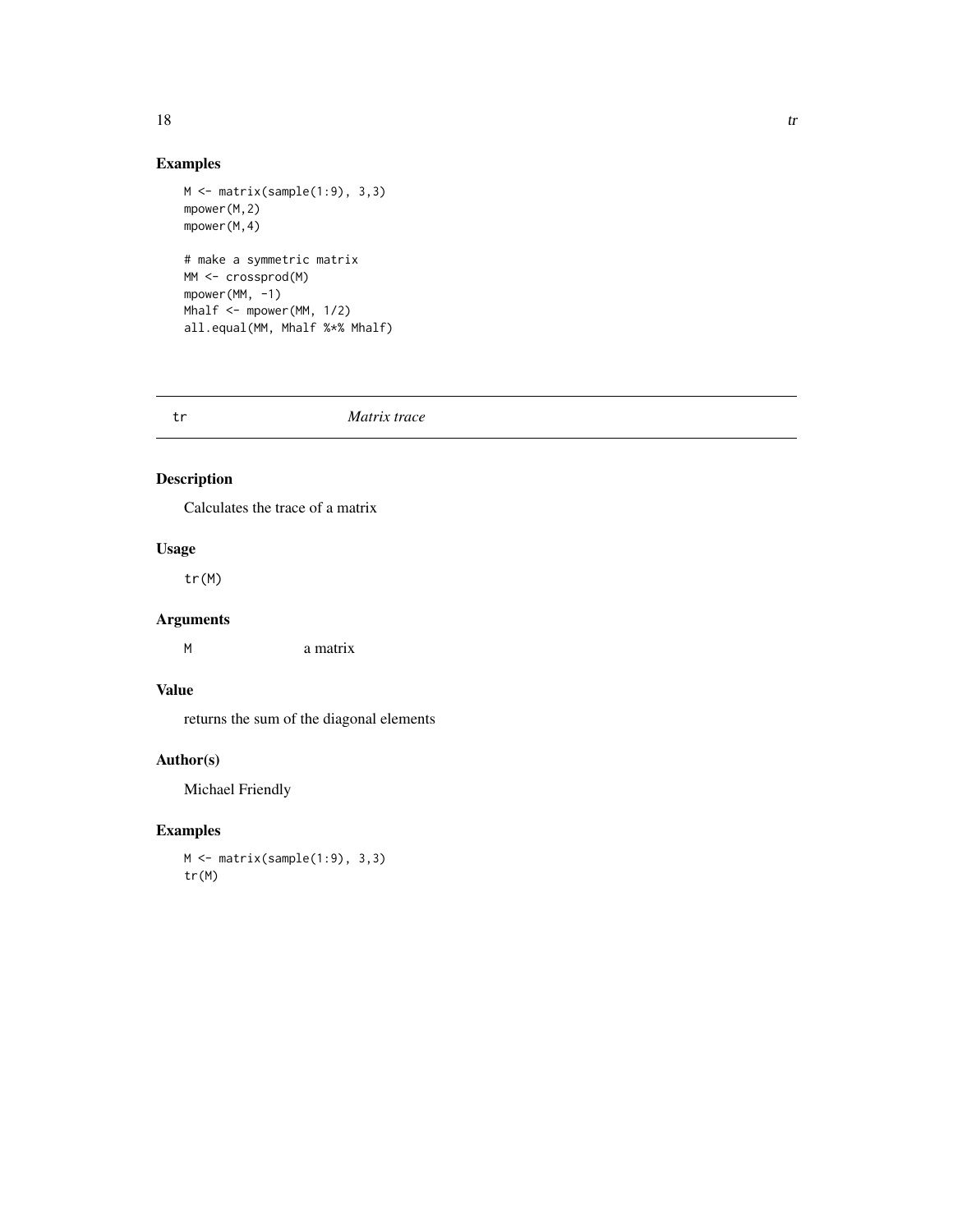## Examples

```
M <- matrix(sample(1:9), 3,3)
mpower(M,2)
mpower(M,4)

# make a symmetric matrix
MM <- crossprod(M)
mpower(MM, -1)
Mhalf <- mpower(MM, 1/2)
all.equal(MM, Mhalf %*% Mhalf)
```

---

# tr — *Matrix trace*

---

## Description

Calculates the trace of a matrix

## Usage

```
tr(M)
```

## Arguments

| | |
|---|---|
| M | a matrix |

## Value

returns the sum of the diagonal elements

## Author(s)

Michael Friendly

## Examples

```
M <- matrix(sample(1:9), 3,3)
tr(M)
```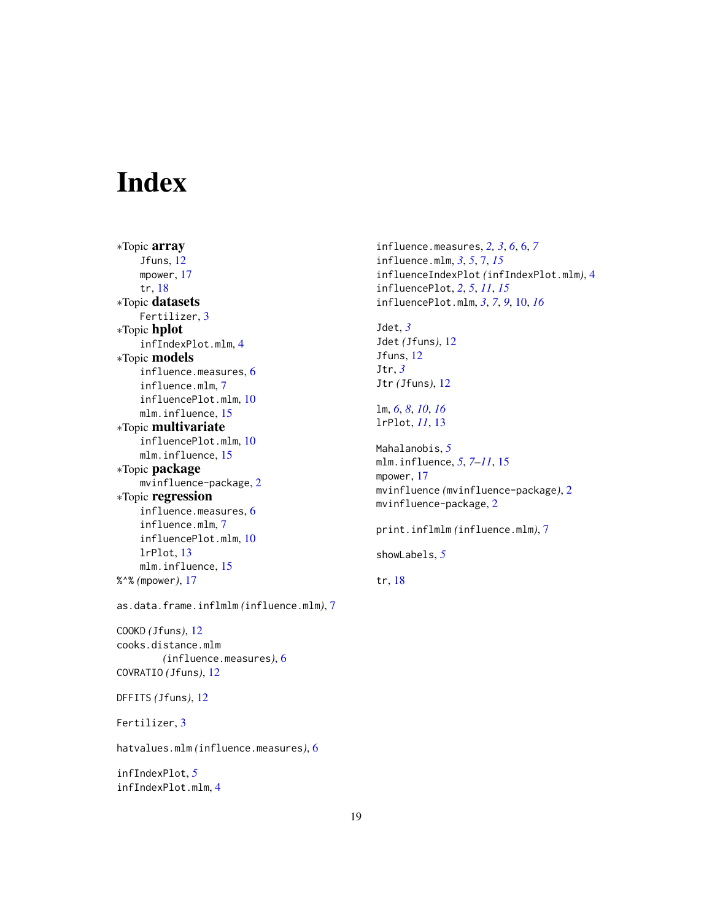# Index

∗Topic **array**
- Jfuns, 12
- mpower, 17
- tr, 18

∗Topic **datasets**
- Fertilizer, 3

∗Topic **hplot**
- infIndexPlot.mlm, 4

∗Topic **models**
- influence.measures, 6
- influence.mlm, 7
- influencePlot.mlm, 10
- mlm.influence, 15

∗Topic **multivariate**
- influencePlot.mlm, 10
- mlm.influence, 15

∗Topic **package**
- mvinfluence-package, 2

∗Topic **regression**
- influence.measures, 6
- influence.mlm, 7
- influencePlot.mlm, 10
- lrPlot, 13
- mlm.influence, 15

%^% *(mpower)*, 17

as.data.frame.inflmlm *(influence.mlm)*, 7

COOKD *(Jfuns)*, 12
cooks.distance.mlm *(influence.measures)*, 6
COVRATIO *(Jfuns)*, 12

DFFITS *(Jfuns)*, 12

Fertilizer, 3

hatvalues.mlm *(influence.measures)*, 6

infIndexPlot, *5*
infIndexPlot.mlm, 4
influence.measures, *2, 3*, *6*, 6, *7*
influence.mlm, *3*, *5*, 7, *15*
influenceIndexPlot *(infIndexPlot.mlm)*, 4
influencePlot, *2*, *5*, *11*, *15*
influencePlot.mlm, *3*, *7*, *9*, 10, *16*

Jdet, *3*
Jdet *(Jfuns)*, 12
Jfuns, 12
Jtr, *3*
Jtr *(Jfuns)*, 12

lm, *6*, *8*, *10*, *16*
lrPlot, *11*, 13

Mahalanobis, *5*
mlm.influence, *5*, *7–11*, 15
mpower, 17
mvinfluence *(mvinfluence-package)*, 2
mvinfluence-package, 2

print.inflmlm *(influence.mlm)*, 7

showLabels, *5*

tr, 18